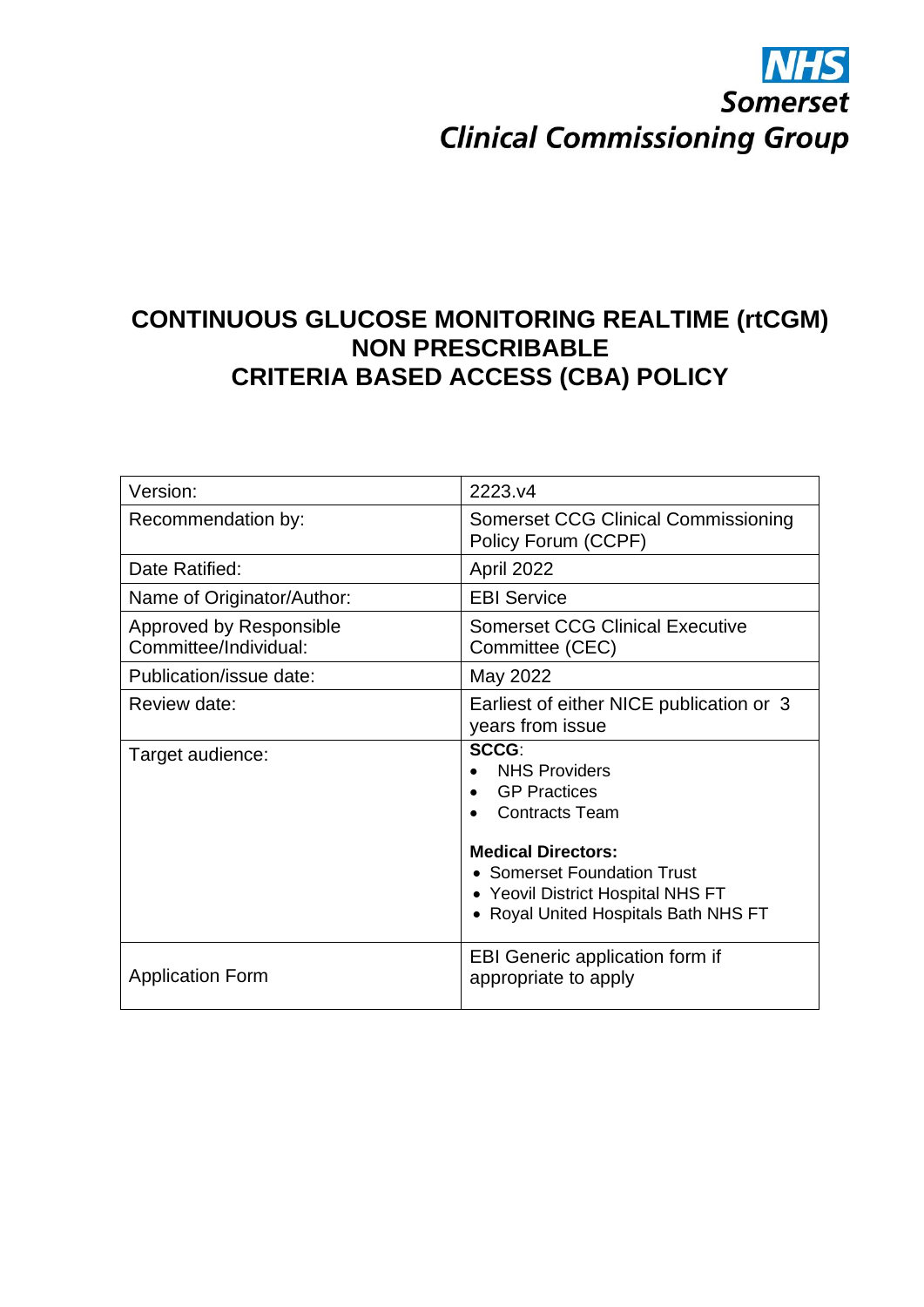NHS
Somerset
Clinical Commissioning Group

# CONTINUOUS GLUCOSE MONITORING REALTIME (rtCGM) NON PRESCRIBABLE CRITERIA BASED ACCESS (CBA) POLICY

| | |
|---|---|
| Version: | 2223.v4 |
| Recommendation by: | Somerset CCG Clinical Commissioning Policy Forum (CCPF) |
| Date Ratified: | April 2022 |
| Name of Originator/Author: | EBI Service |
| Approved by Responsible Committee/Individual: | Somerset CCG Clinical Executive Committee (CEC) |
| Publication/issue date: | May 2022 |
| Review date: | Earliest of either NICE publication or 3 years from issue |
| Target audience: | **SCCG**: <br>• NHS Providers <br>• GP Practices <br>• Contracts Team <br><br>**Medical Directors:** <br>• Somerset Foundation Trust <br>• Yeovil District Hospital NHS FT <br>• Royal United Hospitals Bath NHS FT |
| Application Form | EBI Generic application form if appropriate to apply |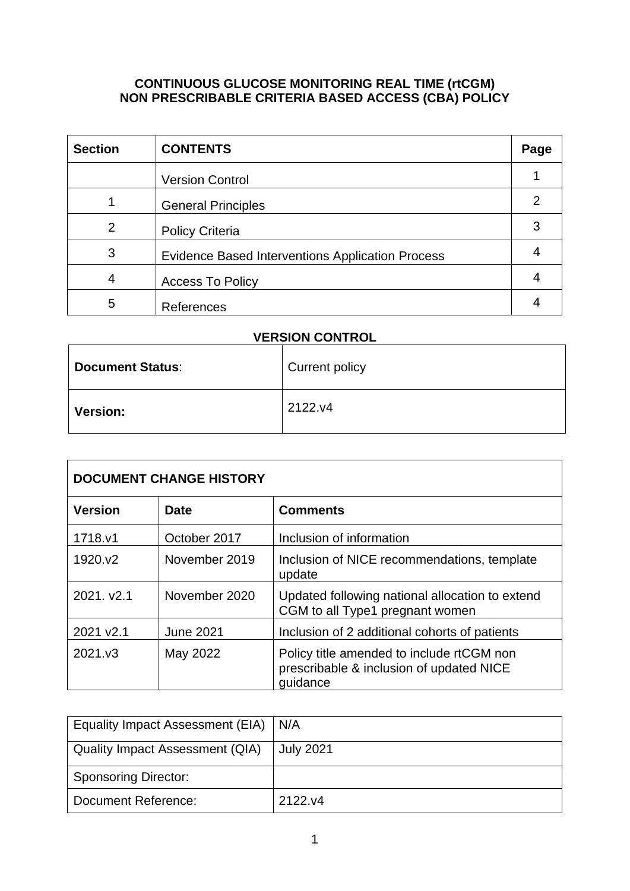**CONTINUOUS GLUCOSE MONITORING REAL TIME (rtCGM)
NON PRESCRIBABLE CRITERIA BASED ACCESS (CBA) POLICY**

| Section | CONTENTS | Page |
|---|---|---|
| | Version Control | 1 |
| 1 | General Principles | 2 |
| 2 | Policy Criteria | 3 |
| 3 | Evidence Based Interventions Application Process | 4 |
| 4 | Access To Policy | 4 |
| 5 | References | 4 |

**VERSION CONTROL**

| **Document Status**: | Current policy |
|---|---|
| **Version:** | 2122.v4 |

| **DOCUMENT CHANGE HISTORY** | | |
|---|---|---|
| **Version** | **Date** | **Comments** |
| 1718.v1 | October 2017 | Inclusion of information |
| 1920.v2 | November 2019 | Inclusion of NICE recommendations, template update |
| 2021. v2.1 | November 2020 | Updated following national allocation to extend CGM to all Type1 pregnant women |
| 2021 v2.1 | June 2021 | Inclusion of 2 additional cohorts of patients |
| 2021.v3 | May 2022 | Policy title amended to include rtCGM non prescribable & inclusion of updated NICE guidance |

| Equality Impact Assessment (EIA) | N/A |
|---|---|
| Quality Impact Assessment (QIA) | July 2021 |
| Sponsoring Director: | |
| Document Reference: | 2122.v4 |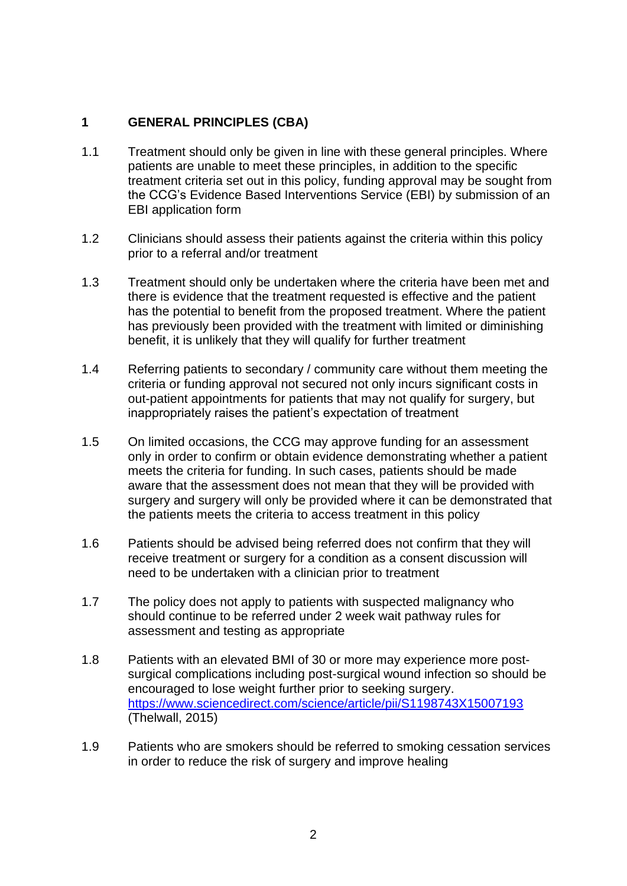## 1 GENERAL PRINCIPLES (CBA)

1.1 Treatment should only be given in line with these general principles. Where patients are unable to meet these principles, in addition to the specific treatment criteria set out in this policy, funding approval may be sought from the CCG's Evidence Based Interventions Service (EBI) by submission of an EBI application form

1.2 Clinicians should assess their patients against the criteria within this policy prior to a referral and/or treatment

1.3 Treatment should only be undertaken where the criteria have been met and there is evidence that the treatment requested is effective and the patient has the potential to benefit from the proposed treatment. Where the patient has previously been provided with the treatment with limited or diminishing benefit, it is unlikely that they will qualify for further treatment

1.4 Referring patients to secondary / community care without them meeting the criteria or funding approval not secured not only incurs significant costs in out-patient appointments for patients that may not qualify for surgery, but inappropriately raises the patient's expectation of treatment

1.5 On limited occasions, the CCG may approve funding for an assessment only in order to confirm or obtain evidence demonstrating whether a patient meets the criteria for funding. In such cases, patients should be made aware that the assessment does not mean that they will be provided with surgery and surgery will only be provided where it can be demonstrated that the patients meets the criteria to access treatment in this policy

1.6 Patients should be advised being referred does not confirm that they will receive treatment or surgery for a condition as a consent discussion will need to be undertaken with a clinician prior to treatment

1.7 The policy does not apply to patients with suspected malignancy who should continue to be referred under 2 week wait pathway rules for assessment and testing as appropriate

1.8 Patients with an elevated BMI of 30 or more may experience more post-surgical complications including post-surgical wound infection so should be encouraged to lose weight further prior to seeking surgery. [https://www.sciencedirect.com/science/article/pii/S1198743X15007193](https://www.sciencedirect.com/science/article/pii/S1198743X15007193) (Thelwall, 2015)

1.9 Patients who are smokers should be referred to smoking cessation services in order to reduce the risk of surgery and improve healing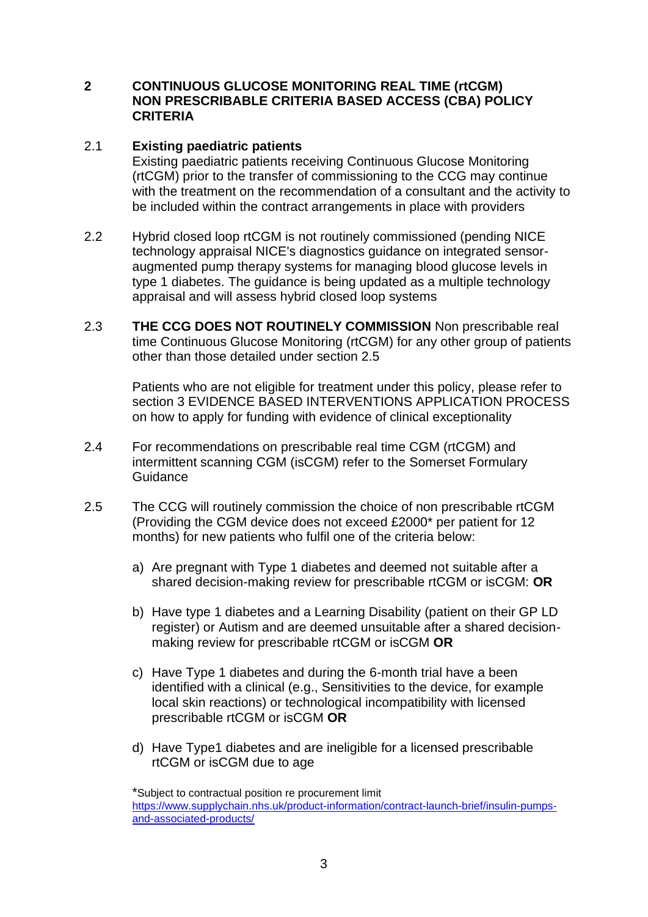## 2 CONTINUOUS GLUCOSE MONITORING REAL TIME (rtCGM) NON PRESCRIBABLE CRITERIA BASED ACCESS (CBA) POLICY CRITERIA

2.1 **Existing paediatric patients**
Existing paediatric patients receiving Continuous Glucose Monitoring (rtCGM) prior to the transfer of commissioning to the CCG may continue with the treatment on the recommendation of a consultant and the activity to be included within the contract arrangements in place with providers

2.2 Hybrid closed loop rtCGM is not routinely commissioned (pending NICE technology appraisal NICE's diagnostics guidance on integrated sensor-augmented pump therapy systems for managing blood glucose levels in type 1 diabetes. The guidance is being updated as a multiple technology appraisal and will assess hybrid closed loop systems

2.3 **THE CCG DOES NOT ROUTINELY COMMISSION** Non prescribable real time Continuous Glucose Monitoring (rtCGM) for any other group of patients other than those detailed under section 2.5

Patients who are not eligible for treatment under this policy, please refer to section 3 EVIDENCE BASED INTERVENTIONS APPLICATION PROCESS on how to apply for funding with evidence of clinical exceptionality

2.4 For recommendations on prescribable real time CGM (rtCGM) and intermittent scanning CGM (isCGM) refer to the Somerset Formulary Guidance

2.5 The CCG will routinely commission the choice of non prescribable rtCGM (Providing the CGM device does not exceed £2000* per patient for 12 months) for new patients who fulfil one of the criteria below:

a) Are pregnant with Type 1 diabetes and deemed not suitable after a shared decision-making review for prescribable rtCGM or isCGM: **OR**

b) Have type 1 diabetes and a Learning Disability (patient on their GP LD register) or Autism and are deemed unsuitable after a shared decision-making review for prescribable rtCGM or isCGM **OR**

c) Have Type 1 diabetes and during the 6-month trial have a been identified with a clinical (e.g., Sensitivities to the device, for example local skin reactions) or technological incompatibility with licensed prescribable rtCGM or isCGM **OR**

d) Have Type1 diabetes and are ineligible for a licensed prescribable rtCGM or isCGM due to age

*Subject to contractual position re procurement limit
[https://www.supplychain.nhs.uk/product-information/contract-launch-brief/insulin-pumps-and-associated-products/](https://www.supplychain.nhs.uk/product-information/contract-launch-brief/insulin-pumps-and-associated-products/)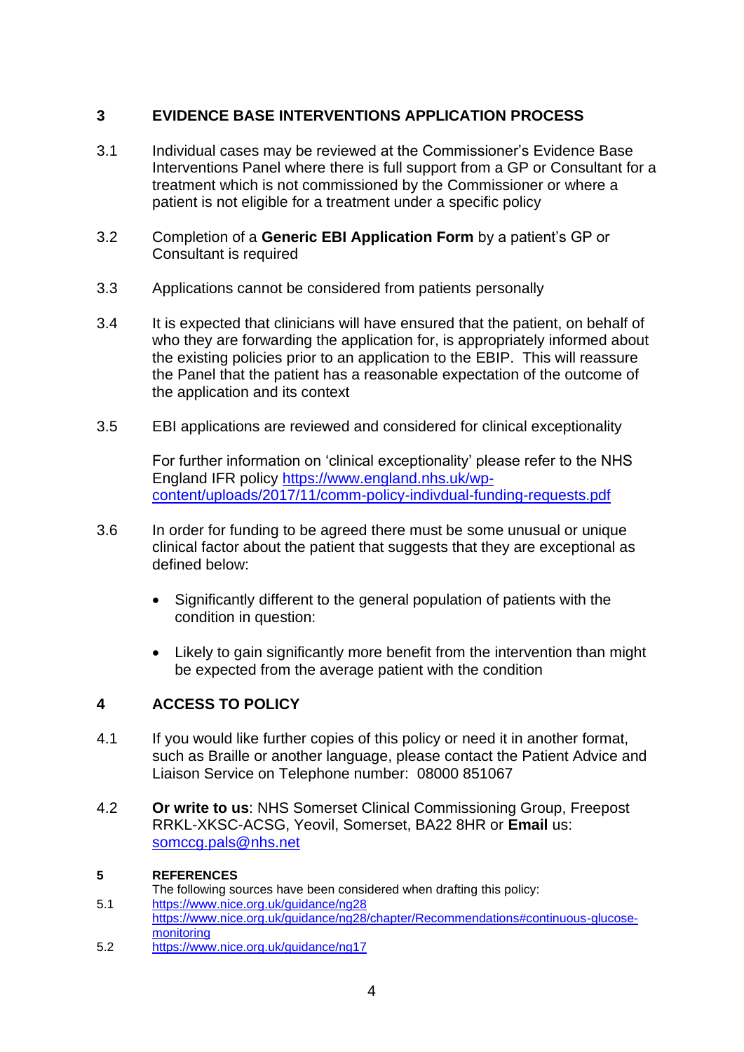## 3 EVIDENCE BASE INTERVENTIONS APPLICATION PROCESS

3.1 Individual cases may be reviewed at the Commissioner's Evidence Base Interventions Panel where there is full support from a GP or Consultant for a treatment which is not commissioned by the Commissioner or where a patient is not eligible for a treatment under a specific policy

3.2 Completion of a **Generic EBI Application Form** by a patient's GP or Consultant is required

3.3 Applications cannot be considered from patients personally

3.4 It is expected that clinicians will have ensured that the patient, on behalf of who they are forwarding the application for, is appropriately informed about the existing policies prior to an application to the EBIP. This will reassure the Panel that the patient has a reasonable expectation of the outcome of the application and its context

3.5 EBI applications are reviewed and considered for clinical exceptionality

For further information on 'clinical exceptionality' please refer to the NHS England IFR policy https://www.england.nhs.uk/wp-content/uploads/2017/11/comm-policy-indivdual-funding-requests.pdf

3.6 In order for funding to be agreed there must be some unusual or unique clinical factor about the patient that suggests that they are exceptional as defined below:

- Significantly different to the general population of patients with the condition in question:
- Likely to gain significantly more benefit from the intervention than might be expected from the average patient with the condition

## 4 ACCESS TO POLICY

4.1 If you would like further copies of this policy or need it in another format, such as Braille or another language, please contact the Patient Advice and Liaison Service on Telephone number: 08000 851067

4.2 **Or write to us**: NHS Somerset Clinical Commissioning Group, Freepost RRKL-XKSC-ACSG, Yeovil, Somerset, BA22 8HR or **Email** us: somccg.pals@nhs.net

## 5 REFERENCES

The following sources have been considered when drafting this policy:

5.1 https://www.nice.org.uk/guidance/ng28
https://www.nice.org.uk/guidance/ng28/chapter/Recommendations#continuous-glucose-monitoring

5.2 https://www.nice.org.uk/guidance/ng17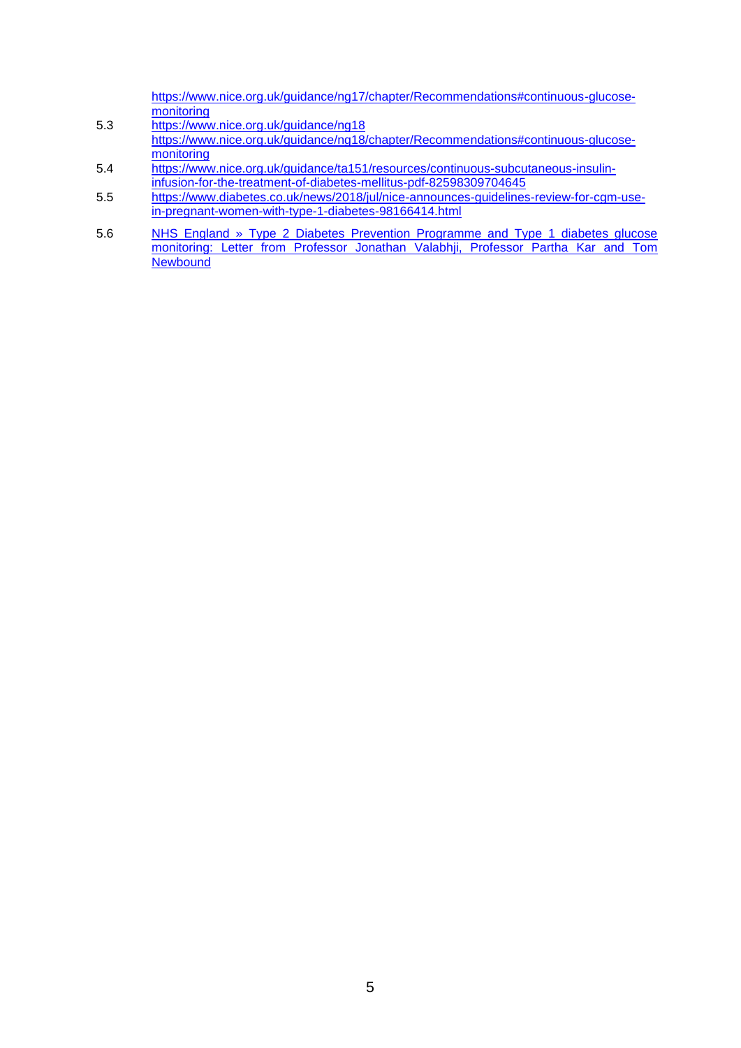https://www.nice.org.uk/guidance/ng17/chapter/Recommendations#continuous-glucose-monitoring

5.3 https://www.nice.org.uk/guidance/ng18
https://www.nice.org.uk/guidance/ng18/chapter/Recommendations#continuous-glucose-monitoring

5.4 https://www.nice.org.uk/guidance/ta151/resources/continuous-subcutaneous-insulin-infusion-for-the-treatment-of-diabetes-mellitus-pdf-82598309704645

5.5 https://www.diabetes.co.uk/news/2018/jul/nice-announces-guidelines-review-for-cgm-use-in-pregnant-women-with-type-1-diabetes-98166414.html

5.6 NHS England » Type 2 Diabetes Prevention Programme and Type 1 diabetes glucose monitoring: Letter from Professor Jonathan Valabhji, Professor Partha Kar and Tom Newbound